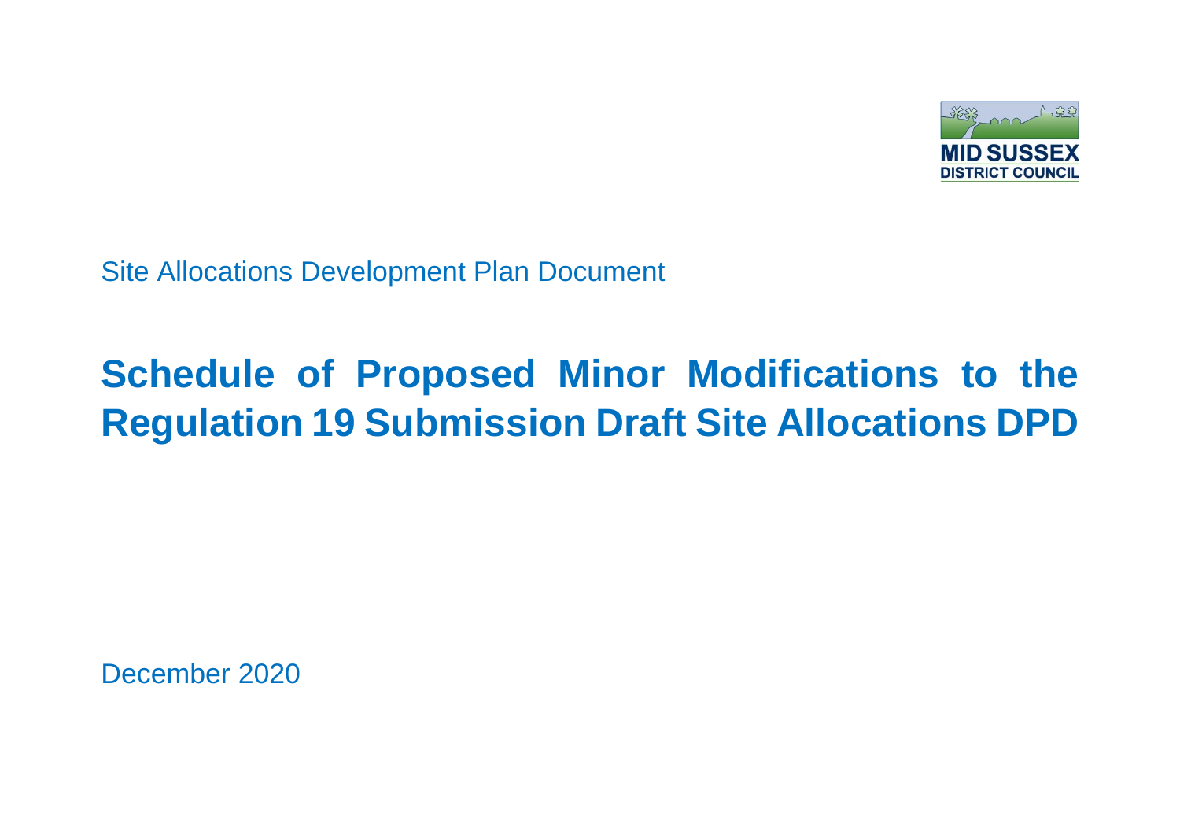MID SUSSEX
DISTRICT COUNCIL

Site Allocations Development Plan Document

# Schedule of Proposed Minor Modifications to the Regulation 19 Submission Draft Site Allocations DPD

December 2020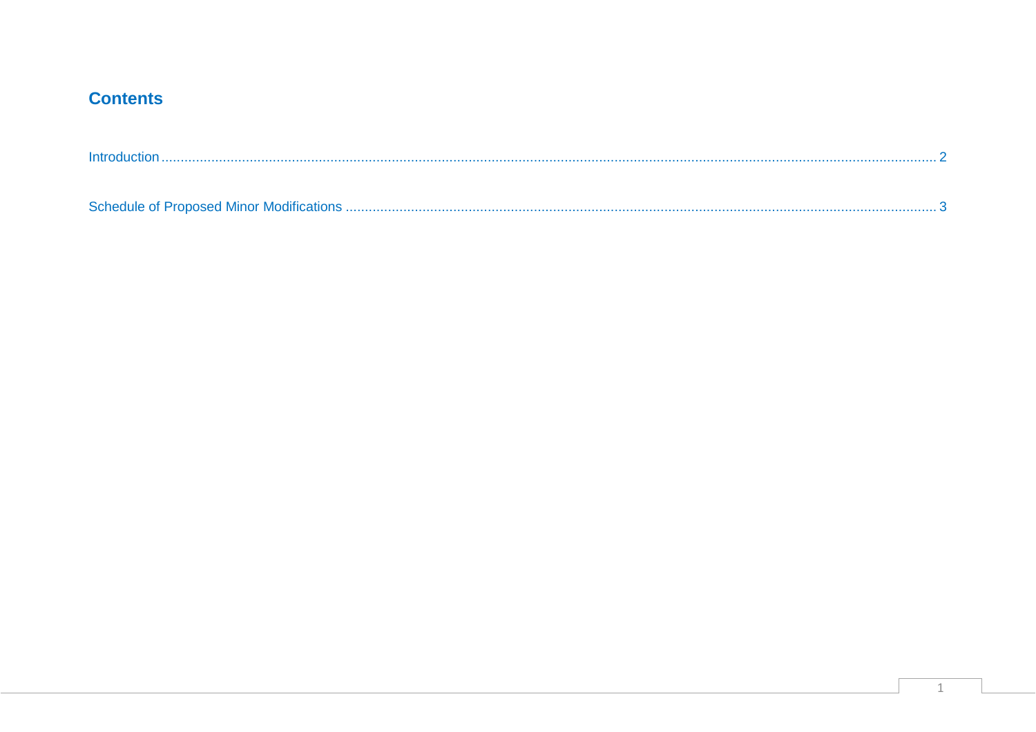## Contents

Introduction ........................................................................................................ 2

Schedule of Proposed Minor Modifications ........................................................... 3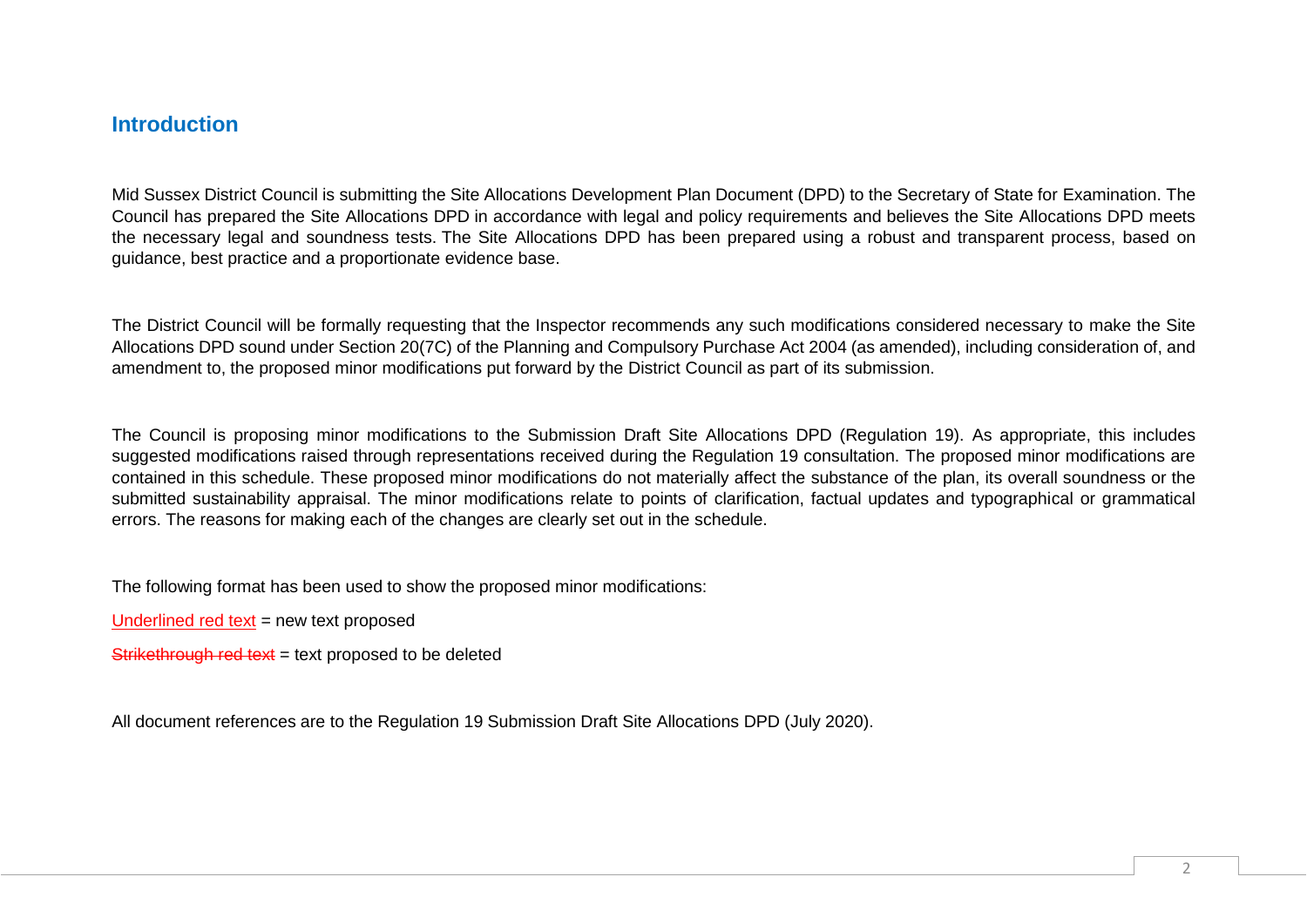## Introduction

Mid Sussex District Council is submitting the Site Allocations Development Plan Document (DPD) to the Secretary of State for Examination. The Council has prepared the Site Allocations DPD in accordance with legal and policy requirements and believes the Site Allocations DPD meets the necessary legal and soundness tests. The Site Allocations DPD has been prepared using a robust and transparent process, based on guidance, best practice and a proportionate evidence base.

The District Council will be formally requesting that the Inspector recommends any such modifications considered necessary to make the Site Allocations DPD sound under Section 20(7C) of the Planning and Compulsory Purchase Act 2004 (as amended), including consideration of, and amendment to, the proposed minor modifications put forward by the District Council as part of its submission.

The Council is proposing minor modifications to the Submission Draft Site Allocations DPD (Regulation 19). As appropriate, this includes suggested modifications raised through representations received during the Regulation 19 consultation. The proposed minor modifications are contained in this schedule. These proposed minor modifications do not materially affect the substance of the plan, its overall soundness or the submitted sustainability appraisal. The minor modifications relate to points of clarification, factual updates and typographical or grammatical errors. The reasons for making each of the changes are clearly set out in the schedule.

The following format has been used to show the proposed minor modifications:

Underlined red text = new text proposed

~~Strikethrough red text~~ = text proposed to be deleted

All document references are to the Regulation 19 Submission Draft Site Allocations DPD (July 2020).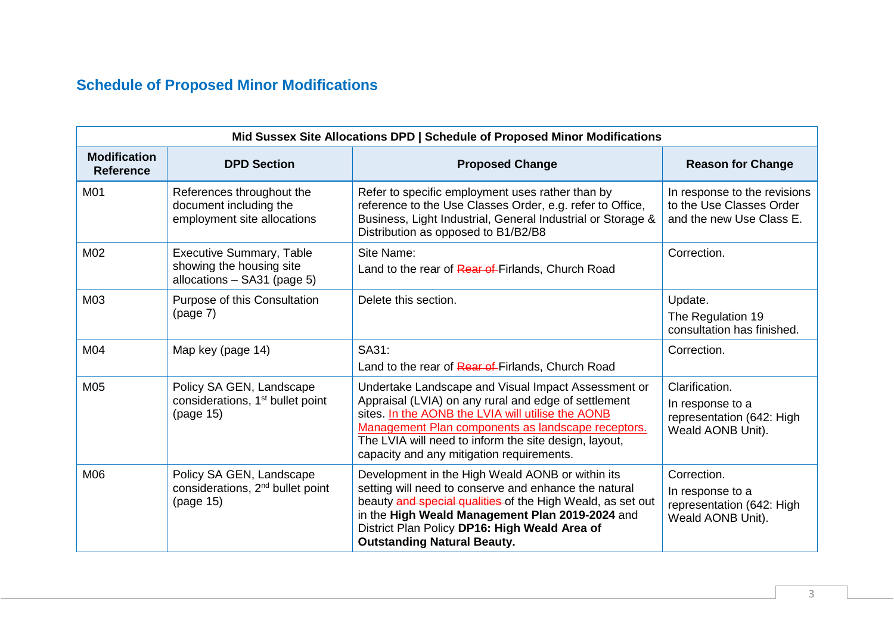## Schedule of Proposed Minor Modifications

| Mid Sussex Site Allocations DPD \| Schedule of Proposed Minor Modifications | | | |
|---|---|---|---|
| **Modification Reference** | **DPD Section** | **Proposed Change** | **Reason for Change** |
| M01 | References throughout the document including the employment site allocations | Refer to specific employment uses rather than by reference to the Use Classes Order, e.g. refer to Office, Business, Light Industrial, General Industrial or Storage & Distribution as opposed to B1/B2/B8 | In response to the revisions to the Use Classes Order and the new Use Class E. |
| M02 | Executive Summary, Table showing the housing site allocations – SA31 (page 5) | Site Name:<br>Land to the rear of ~~Rear of~~ Firlands, Church Road | Correction. |
| M03 | Purpose of this Consultation (page 7) | Delete this section. | Update.<br>The Regulation 19 consultation has finished. |
| M04 | Map key (page 14) | SA31:<br>Land to the rear of ~~Rear of~~ Firlands, Church Road | Correction. |
| M05 | Policy SA GEN, Landscape considerations, 1st bullet point (page 15) | Undertake Landscape and Visual Impact Assessment or Appraisal (LVIA) on any rural and edge of settlement sites. <u>In the AONB the LVIA will utilise the AONB Management Plan components as landscape receptors.</u> The LVIA will need to inform the site design, layout, capacity and any mitigation requirements. | Clarification.<br>In response to a representation (642: High Weald AONB Unit). |
| M06 | Policy SA GEN, Landscape considerations, 2nd bullet point (page 15) | Development in the High Weald AONB or within its setting will need to conserve and enhance the natural beauty ~~and special qualities~~ of the High Weald, as set out in the **High Weald Management Plan 2019-2024** and District Plan Policy **DP16: High Weald Area of Outstanding Natural Beauty.** | Correction.<br>In response to a representation (642: High Weald AONB Unit). |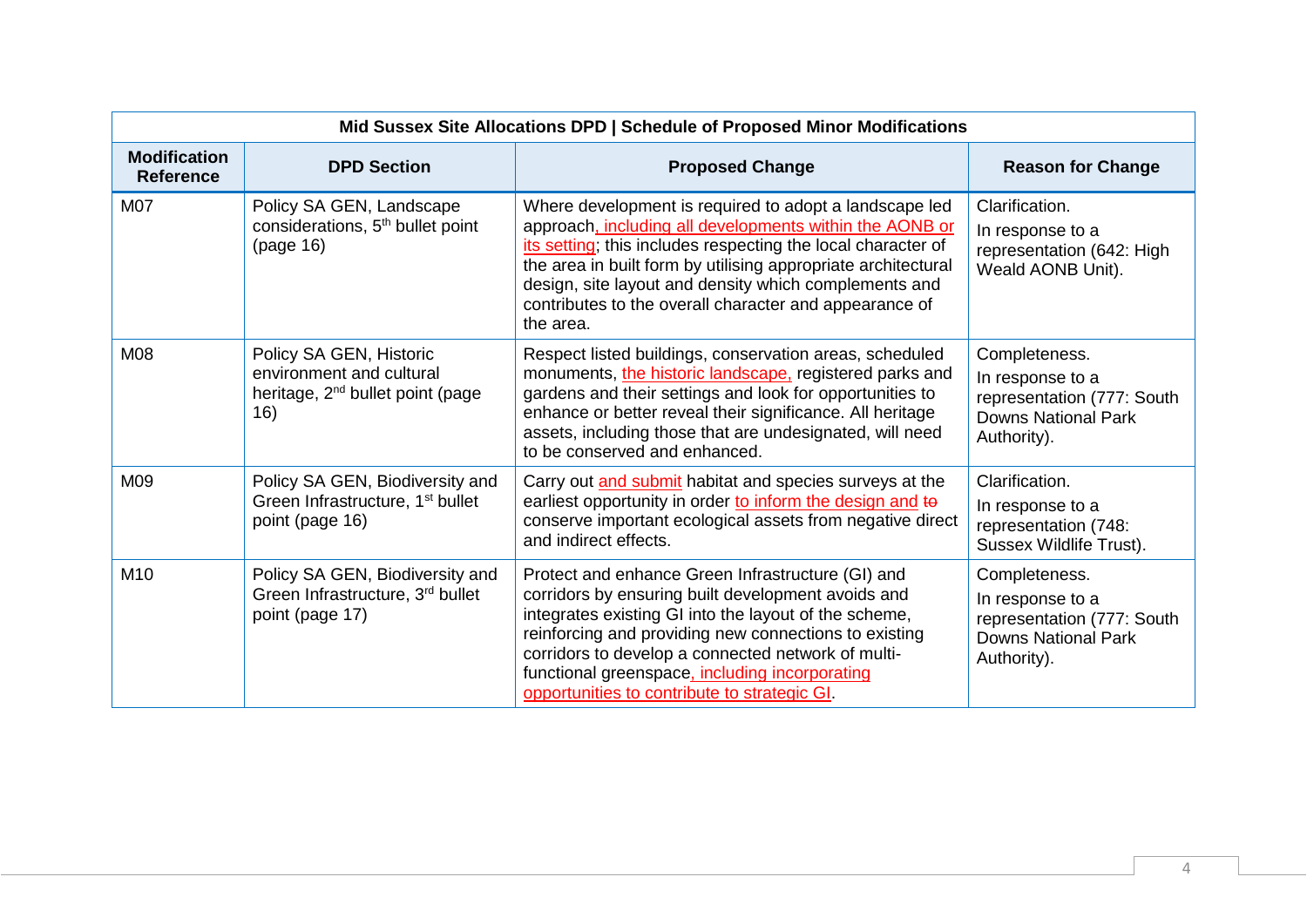| Mid Sussex Site Allocations DPD \| Schedule of Proposed Minor Modifications | | | |
|---|---|---|---|
| **Modification Reference** | **DPD Section** | **Proposed Change** | **Reason for Change** |
| M07 | Policy SA GEN, Landscape considerations, 5th bullet point (page 16) | Where development is required to adopt a landscape led approach, including all developments within the AONB or its setting; this includes respecting the local character of the area in built form by utilising appropriate architectural design, site layout and density which complements and contributes to the overall character and appearance of the area. | Clarification. In response to a representation (642: High Weald AONB Unit). |
| M08 | Policy SA GEN, Historic environment and cultural heritage, 2nd bullet point (page 16) | Respect listed buildings, conservation areas, scheduled monuments, the historic landscape, registered parks and gardens and their settings and look for opportunities to enhance or better reveal their significance. All heritage assets, including those that are undesignated, will need to be conserved and enhanced. | Completeness. In response to a representation (777: South Downs National Park Authority). |
| M09 | Policy SA GEN, Biodiversity and Green Infrastructure, 1st bullet point (page 16) | Carry out and submit habitat and species surveys at the earliest opportunity in order to inform the design and ~~to~~ conserve important ecological assets from negative direct and indirect effects. | Clarification. In response to a representation (748: Sussex Wildlife Trust). |
| M10 | Policy SA GEN, Biodiversity and Green Infrastructure, 3rd bullet point (page 17) | Protect and enhance Green Infrastructure (GI) and corridors by ensuring built development avoids and integrates existing GI into the layout of the scheme, reinforcing and providing new connections to existing corridors to develop a connected network of multi-functional greenspace, including incorporating opportunities to contribute to strategic GI. | Completeness. In response to a representation (777: South Downs National Park Authority). |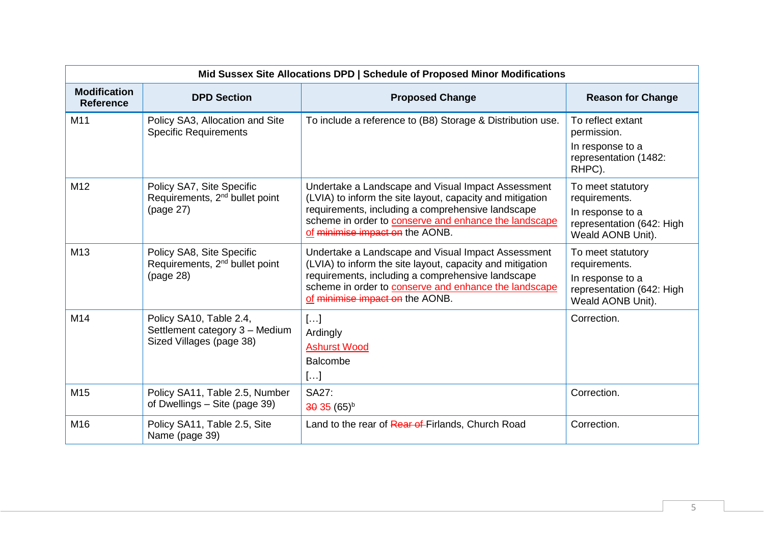| Mid Sussex Site Allocations DPD \| Schedule of Proposed Minor Modifications | | | |
|---|---|---|---|
| **Modification Reference** | **DPD Section** | **Proposed Change** | **Reason for Change** |
| M11 | Policy SA3, Allocation and Site Specific Requirements | To include a reference to (B8) Storage & Distribution use. | To reflect extant permission.<br>In response to a representation (1482: RHPC). |
| M12 | Policy SA7, Site Specific Requirements, 2nd bullet point (page 27) | Undertake a Landscape and Visual Impact Assessment (LVIA) to inform the site layout, capacity and mitigation requirements, including a comprehensive landscape scheme in order to <u>conserve and enhance the landscape of</u> ~~minimise impact on~~ the AONB. | To meet statutory requirements.<br>In response to a representation (642: High Weald AONB Unit). |
| M13 | Policy SA8, Site Specific Requirements, 2nd bullet point (page 28) | Undertake a Landscape and Visual Impact Assessment (LVIA) to inform the site layout, capacity and mitigation requirements, including a comprehensive landscape scheme in order to <u>conserve and enhance the landscape of</u> ~~minimise impact on~~ the AONB. | To meet statutory requirements.<br>In response to a representation (642: High Weald AONB Unit). |
| M14 | Policy SA10, Table 2.4, Settlement category 3 – Medium Sized Villages (page 38) | […]<br>Ardingly<br><u>Ashurst Wood</u><br>Balcombe<br>[…] | Correction. |
| M15 | Policy SA11, Table 2.5, Number of Dwellings – Site (page 39) | SA27:<br>~~30~~ 35 (65)[b] | Correction. |
| M16 | Policy SA11, Table 2.5, Site Name (page 39) | Land to the rear of ~~Rear of~~ Firlands, Church Road | Correction. |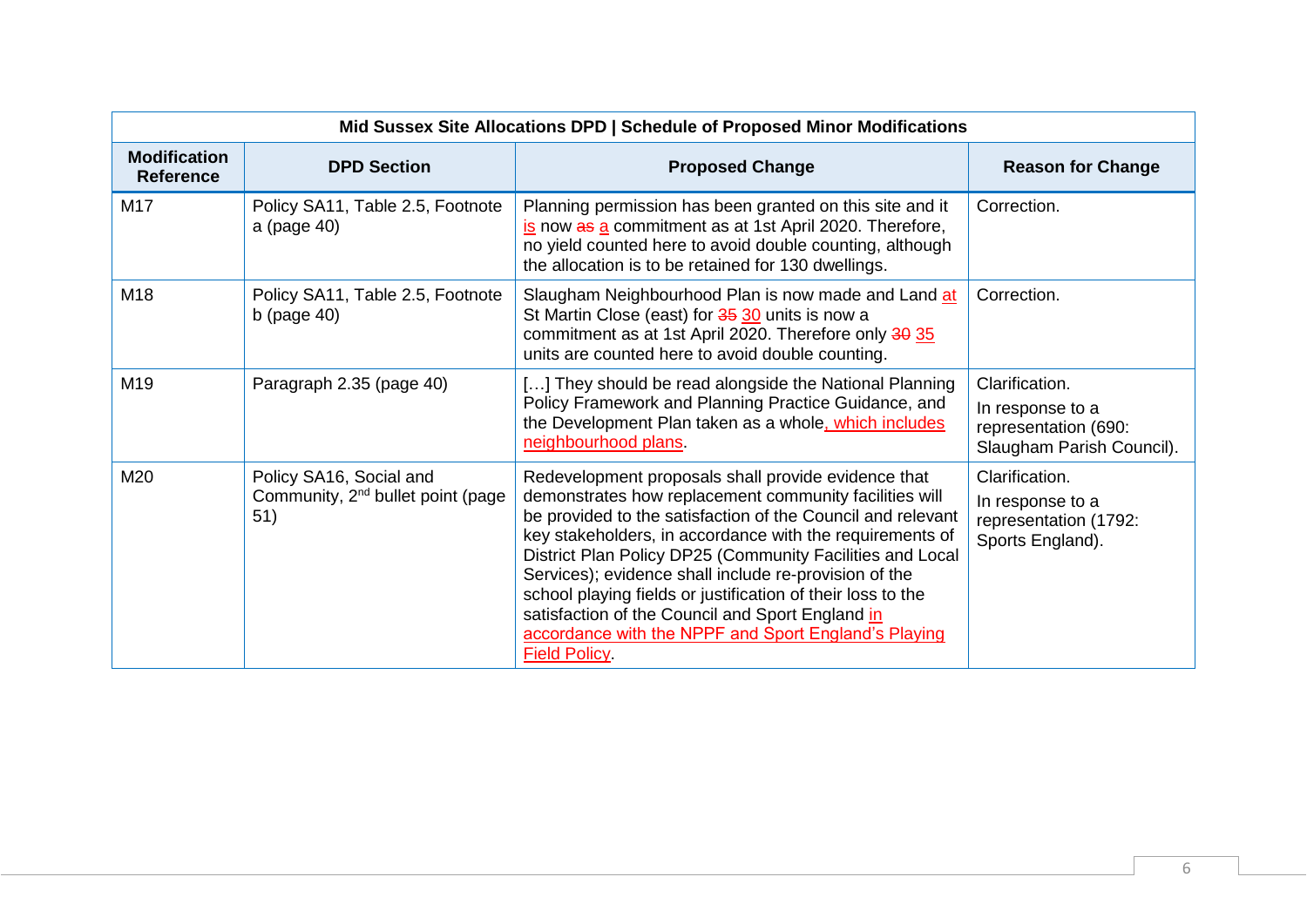| Mid Sussex Site Allocations DPD \| Schedule of Proposed Minor Modifications | | | |
|---|---|---|---|
| **Modification Reference** | **DPD Section** | **Proposed Change** | **Reason for Change** |
| M17 | Policy SA11, Table 2.5, Footnote a (page 40) | Planning permission has been granted on this site and it <u>is</u> now ~~as~~ <u>a</u> commitment as at 1st April 2020. Therefore, no yield counted here to avoid double counting, although the allocation is to be retained for 130 dwellings. | Correction. |
| M18 | Policy SA11, Table 2.5, Footnote b (page 40) | Slaugham Neighbourhood Plan is now made and Land <u>at</u> St Martin Close (east) for ~~35~~ <u>30</u> units is now a commitment as at 1st April 2020. Therefore only ~~30~~ <u>35</u> units are counted here to avoid double counting. | Correction. |
| M19 | Paragraph 2.35 (page 40) | […] They should be read alongside the National Planning Policy Framework and Planning Practice Guidance, and the Development Plan taken as a whole<u>, which includes neighbourhood plans</u>. | Clarification. In response to a representation (690: Slaugham Parish Council). |
| M20 | Policy SA16, Social and Community, 2nd bullet point (page 51) | Redevelopment proposals shall provide evidence that demonstrates how replacement community facilities will be provided to the satisfaction of the Council and relevant key stakeholders, in accordance with the requirements of District Plan Policy DP25 (Community Facilities and Local Services); evidence shall include re-provision of the school playing fields or justification of their loss to the satisfaction of the Council and Sport England <u>in accordance with the NPPF and Sport England's Playing Field Policy</u>. | Clarification. In response to a representation (1792: Sports England). |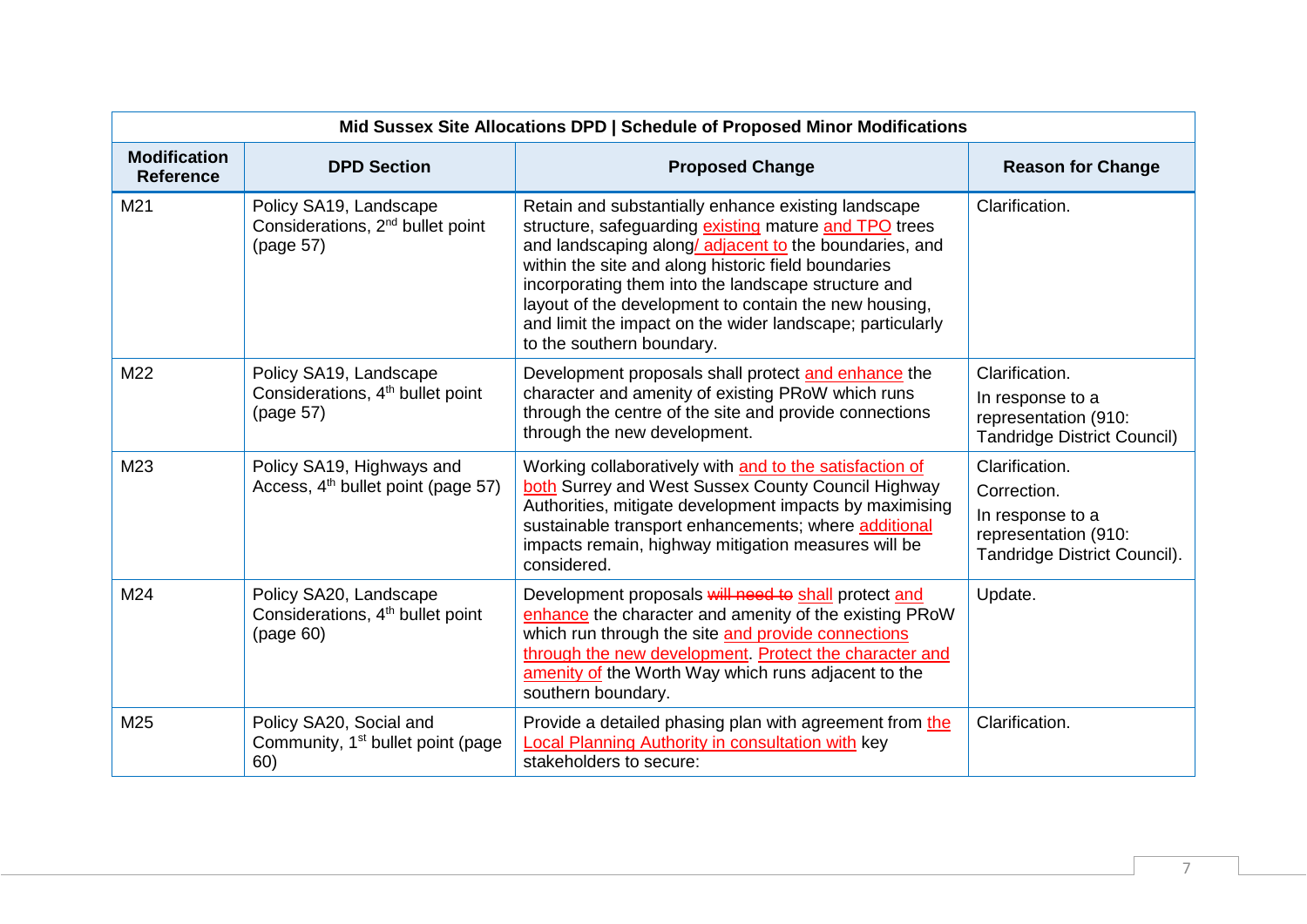| Mid Sussex Site Allocations DPD \| Schedule of Proposed Minor Modifications | | | |
|---|---|---|---|
| **Modification Reference** | **DPD Section** | **Proposed Change** | **Reason for Change** |
| M21 | Policy SA19, Landscape Considerations, 2nd bullet point (page 57) | Retain and substantially enhance existing landscape structure, safeguarding existing mature and TPO trees and landscaping along/ adjacent to the boundaries, and within the site and along historic field boundaries incorporating them into the landscape structure and layout of the development to contain the new housing, and limit the impact on the wider landscape; particularly to the southern boundary. | Clarification. |
| M22 | Policy SA19, Landscape Considerations, 4th bullet point (page 57) | Development proposals shall protect and enhance the character and amenity of existing PRoW which runs through the centre of the site and provide connections through the new development. | Clarification.<br>In response to a representation (910: Tandridge District Council) |
| M23 | Policy SA19, Highways and Access, 4th bullet point (page 57) | Working collaboratively with and to the satisfaction of both Surrey and West Sussex County Council Highway Authorities, mitigate development impacts by maximising sustainable transport enhancements; where additional impacts remain, highway mitigation measures will be considered. | Clarification.<br>Correction.<br>In response to a representation (910: Tandridge District Council). |
| M24 | Policy SA20, Landscape Considerations, 4th bullet point (page 60) | Development proposals ~~will need to~~ shall protect and enhance the character and amenity of the existing PRoW which run through the site and provide connections through the new development. Protect the character and amenity of the Worth Way which runs adjacent to the southern boundary. | Update. |
| M25 | Policy SA20, Social and Community, 1st bullet point (page 60) | Provide a detailed phasing plan with agreement from the Local Planning Authority in consultation with key stakeholders to secure: | Clarification. |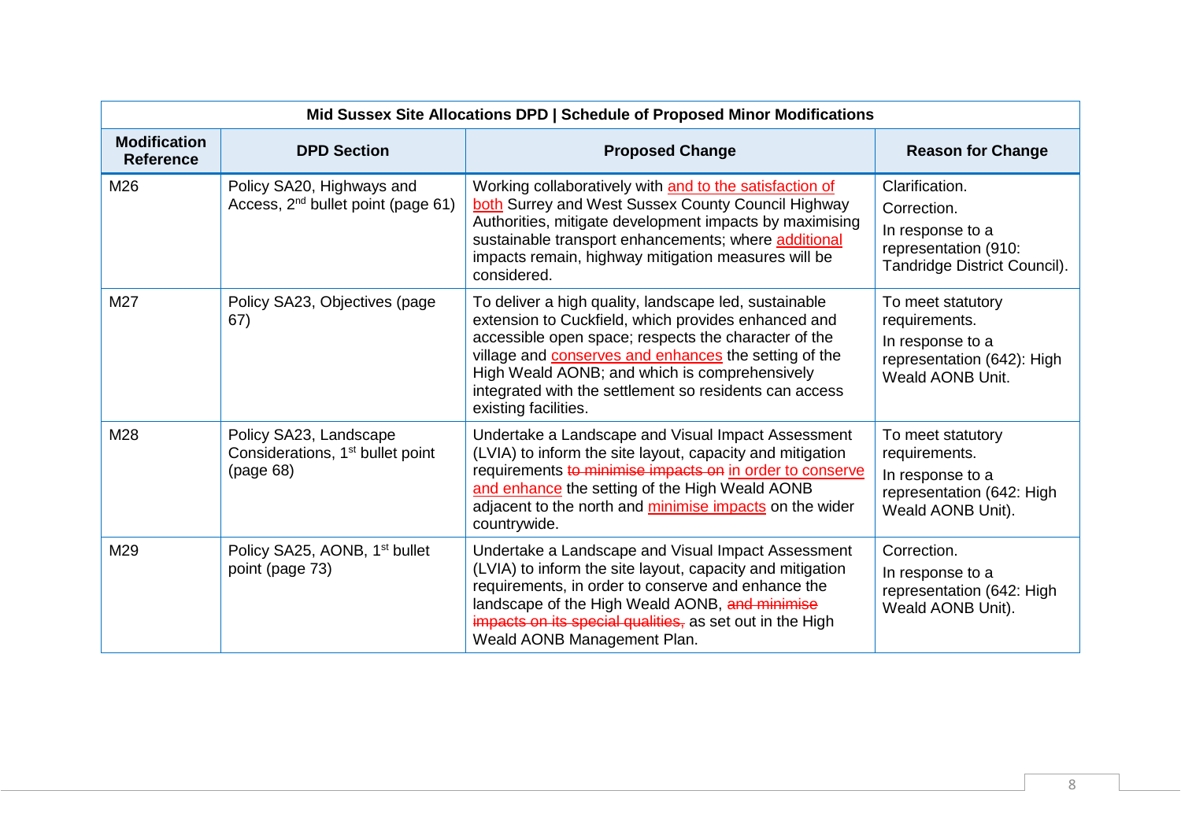| Mid Sussex Site Allocations DPD \| Schedule of Proposed Minor Modifications | | | |
|---|---|---|---|
| **Modification Reference** | **DPD Section** | **Proposed Change** | **Reason for Change** |
| M26 | Policy SA20, Highways and Access, 2nd bullet point (page 61) | Working collaboratively with <u>and to the satisfaction of both</u> Surrey and West Sussex County Council Highway Authorities, mitigate development impacts by maximising sustainable transport enhancements; where <u>additional</u> impacts remain, highway mitigation measures will be considered. | Clarification. Correction. In response to a representation (910: Tandridge District Council). |
| M27 | Policy SA23, Objectives (page 67) | To deliver a high quality, landscape led, sustainable extension to Cuckfield, which provides enhanced and accessible open space; respects the character of the village and <u>conserves and enhances</u> the setting of the High Weald AONB; and which is comprehensively integrated with the settlement so residents can access existing facilities. | To meet statutory requirements. In response to a representation (642): High Weald AONB Unit. |
| M28 | Policy SA23, Landscape Considerations, 1st bullet point (page 68) | Undertake a Landscape and Visual Impact Assessment (LVIA) to inform the site layout, capacity and mitigation requirements ~~to minimise impacts on~~ <u>in order to conserve and enhance</u> the setting of the High Weald AONB adjacent to the north and <u>minimise impacts</u> on the wider countrywide. | To meet statutory requirements. In response to a representation (642: High Weald AONB Unit). |
| M29 | Policy SA25, AONB, 1st bullet point (page 73) | Undertake a Landscape and Visual Impact Assessment (LVIA) to inform the site layout, capacity and mitigation requirements, in order to conserve and enhance the landscape of the High Weald AONB, ~~and minimise impacts on its special qualities,~~ as set out in the High Weald AONB Management Plan. | Correction. In response to a representation (642: High Weald AONB Unit). |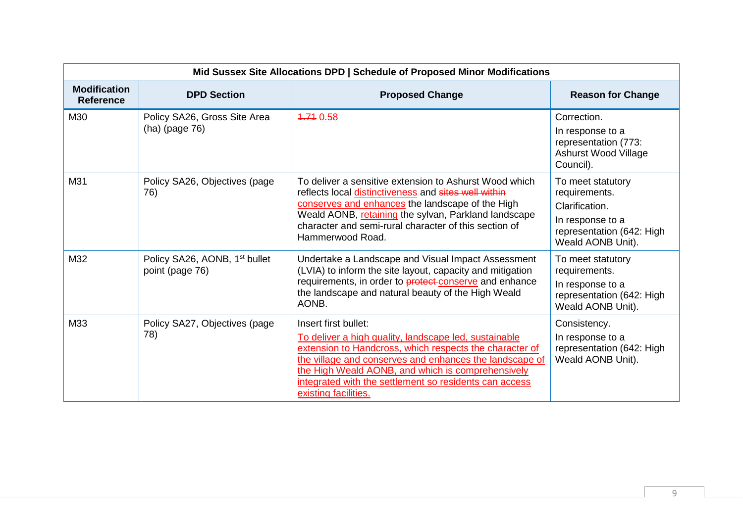| Mid Sussex Site Allocations DPD \| Schedule of Proposed Minor Modifications | | | |
|---|---|---|---|
| **Modification Reference** | **DPD Section** | **Proposed Change** | **Reason for Change** |
| M30 | Policy SA26, Gross Site Area (ha) (page 76) | ~~1.71~~ <u>0.58</u> | Correction.<br>In response to a representation (773: Ashurst Wood Village Council). |
| M31 | Policy SA26, Objectives (page 76) | To deliver a sensitive extension to Ashurst Wood which reflects local <u>distinctiveness</u> and ~~sites well within~~ <u>conserves and enhances</u> the landscape of the High Weald AONB, <u>retaining</u> the sylvan, Parkland landscape character and semi-rural character of this section of Hammerwood Road. | To meet statutory requirements.<br>Clarification.<br>In response to a representation (642: High Weald AONB Unit). |
| M32 | Policy SA26, AONB, 1st bullet point (page 76) | Undertake a Landscape and Visual Impact Assessment (LVIA) to inform the site layout, capacity and mitigation requirements, in order to ~~protect~~ <u>conserve</u> and enhance the landscape and natural beauty of the High Weald AONB. | To meet statutory requirements.<br>In response to a representation (642: High Weald AONB Unit). |
| M33 | Policy SA27, Objectives (page 78) | Insert first bullet:<br><u>To deliver a high quality, landscape led, sustainable extension to Handcross, which respects the character of the village and conserves and enhances the landscape of the High Weald AONB, and which is comprehensively integrated with the settlement so residents can access existing facilities.</u> | Consistency.<br>In response to a representation (642: High Weald AONB Unit). |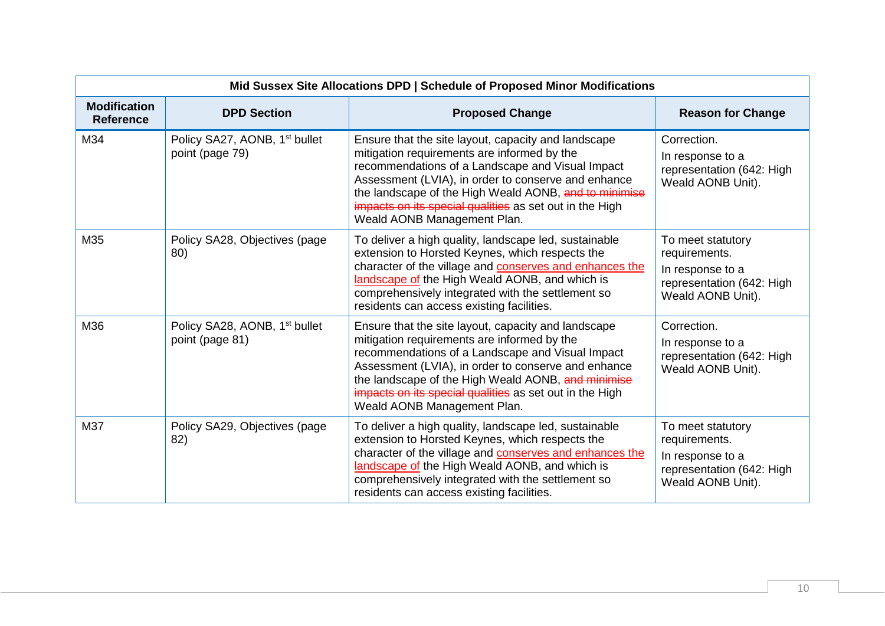| Mid Sussex Site Allocations DPD \| Schedule of Proposed Minor Modifications | | | |
|---|---|---|---|
| **Modification Reference** | **DPD Section** | **Proposed Change** | **Reason for Change** |
| M34 | Policy SA27, AONB, 1st bullet point (page 79) | Ensure that the site layout, capacity and landscape mitigation requirements are informed by the recommendations of a Landscape and Visual Impact Assessment (LVIA), in order to conserve and enhance the landscape of the High Weald AONB, ~~and to minimise impacts on its special qualities~~ as set out in the High Weald AONB Management Plan. | Correction.<br>In response to a representation (642: High Weald AONB Unit). |
| M35 | Policy SA28, Objectives (page 80) | To deliver a high quality, landscape led, sustainable extension to Horsted Keynes, which respects the character of the village and <u>conserves and enhances the landscape of</u> the High Weald AONB, and which is comprehensively integrated with the settlement so residents can access existing facilities. | To meet statutory requirements.<br>In response to a representation (642: High Weald AONB Unit). |
| M36 | Policy SA28, AONB, 1st bullet point (page 81) | Ensure that the site layout, capacity and landscape mitigation requirements are informed by the recommendations of a Landscape and Visual Impact Assessment (LVIA), in order to conserve and enhance the landscape of the High Weald AONB, ~~and minimise impacts on its special qualities~~ as set out in the High Weald AONB Management Plan. | Correction.<br>In response to a representation (642: High Weald AONB Unit). |
| M37 | Policy SA29, Objectives (page 82) | To deliver a high quality, landscape led, sustainable extension to Horsted Keynes, which respects the character of the village and <u>conserves and enhances the landscape of</u> the High Weald AONB, and which is comprehensively integrated with the settlement so residents can access existing facilities. | To meet statutory requirements.<br>In response to a representation (642: High Weald AONB Unit). |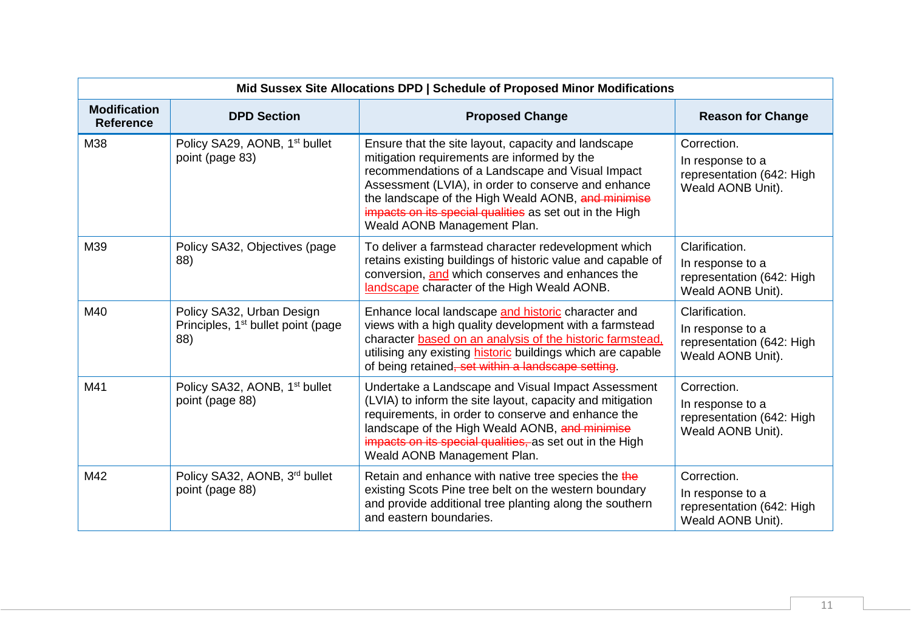| Mid Sussex Site Allocations DPD \| Schedule of Proposed Minor Modifications | | | |
|---|---|---|---|
| **Modification Reference** | **DPD Section** | **Proposed Change** | **Reason for Change** |
| M38 | Policy SA29, AONB, 1st bullet point (page 83) | Ensure that the site layout, capacity and landscape mitigation requirements are informed by the recommendations of a Landscape and Visual Impact Assessment (LVIA), in order to conserve and enhance the landscape of the High Weald AONB, ~~and minimise impacts on its special qualities~~ as set out in the High Weald AONB Management Plan. | Correction.<br>In response to a representation (642: High Weald AONB Unit). |
| M39 | Policy SA32, Objectives (page 88) | To deliver a farmstead character redevelopment which retains existing buildings of historic value and capable of conversion, <u>and</u> which conserves and enhances the <u>landscape</u> character of the High Weald AONB. | Clarification.<br>In response to a representation (642: High Weald AONB Unit). |
| M40 | Policy SA32, Urban Design Principles, 1st bullet point (page 88) | Enhance local landscape <u>and historic</u> character and views with a high quality development with a farmstead character <u>based on an analysis of the historic farmstead,</u> utilising any existing <u>historic</u> buildings which are capable of being retained~~, set within a landscape setting~~. | Clarification.<br>In response to a representation (642: High Weald AONB Unit). |
| M41 | Policy SA32, AONB, 1st bullet point (page 88) | Undertake a Landscape and Visual Impact Assessment (LVIA) to inform the site layout, capacity and mitigation requirements, in order to conserve and enhance the landscape of the High Weald AONB, ~~and minimise impacts on its special qualities,~~ as set out in the High Weald AONB Management Plan. | Correction.<br>In response to a representation (642: High Weald AONB Unit). |
| M42 | Policy SA32, AONB, 3rd bullet point (page 88) | Retain and enhance with native tree species the ~~the~~ existing Scots Pine tree belt on the western boundary and provide additional tree planting along the southern and eastern boundaries. | Correction.<br>In response to a representation (642: High Weald AONB Unit). |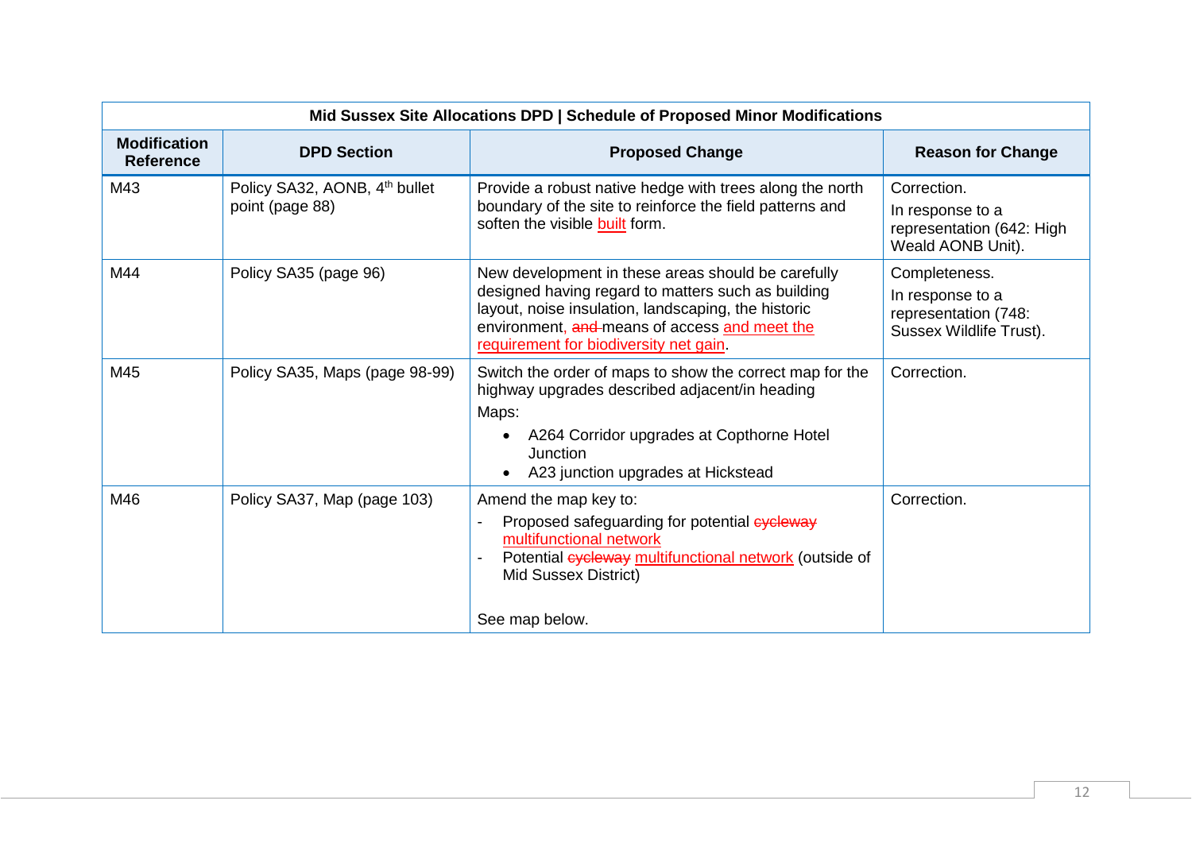| Mid Sussex Site Allocations DPD \| Schedule of Proposed Minor Modifications | | | |
|---|---|---|---|
| **Modification Reference** | **DPD Section** | **Proposed Change** | **Reason for Change** |
| M43 | Policy SA32, AONB, 4th bullet point (page 88) | Provide a robust native hedge with trees along the north boundary of the site to reinforce the field patterns and soften the visible built form. | Correction. In response to a representation (642: High Weald AONB Unit). |
| M44 | Policy SA35 (page 96) | New development in these areas should be carefully designed having regard to matters such as building layout, noise insulation, landscaping, the historic environment, ~~and~~ means of access and meet the requirement for biodiversity net gain. | Completeness. In response to a representation (748: Sussex Wildlife Trust). |
| M45 | Policy SA35, Maps (page 98-99) | Switch the order of maps to show the correct map for the highway upgrades described adjacent/in heading Maps: <br>• A264 Corridor upgrades at Copthorne Hotel Junction <br>• A23 junction upgrades at Hickstead | Correction. |
| M46 | Policy SA37, Map (page 103) | Amend the map key to: <br>- Proposed safeguarding for potential ~~cycleway~~ multifunctional network <br>- Potential ~~cycleway~~ multifunctional network (outside of Mid Sussex District) <br><br>See map below. | Correction. |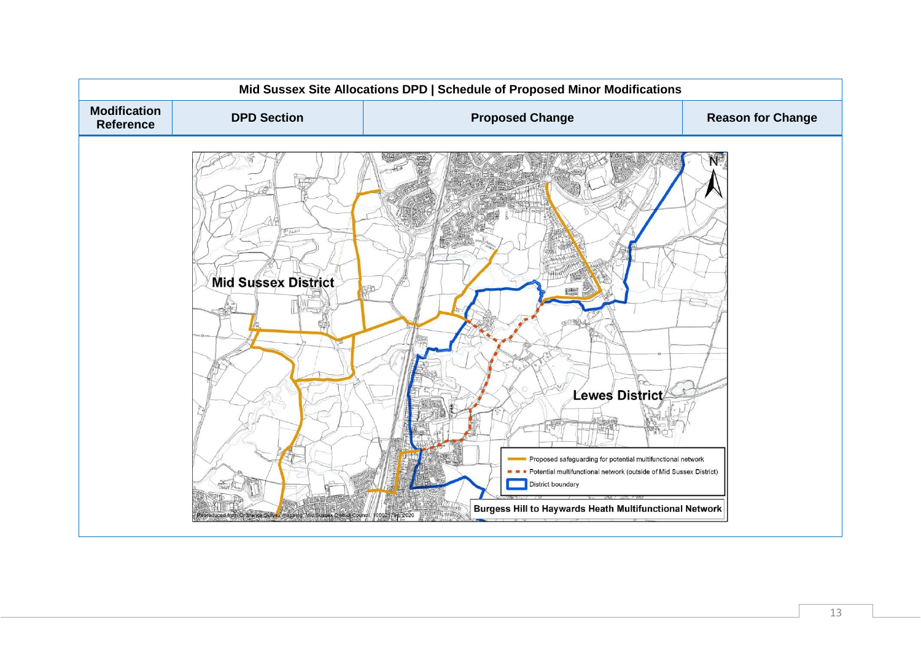| Mid Sussex Site Allocations DPD \| Schedule of Proposed Minor Modifications | | | |
|---|---|---|---|
| **Modification Reference** | **DPD Section** | **Proposed Change** | **Reason for Change** |

Mid Sussex District

Lewes District

Proposed safeguarding for potential multifunctional network

Potential multifunctional network (outside of Mid Sussex District)

District boundary

**Burgess Hill to Haywards Heath Multifunctional Network**

Reproduced from Ordnance Survey mapping. Mid Sussex District Council. 100021794. 2020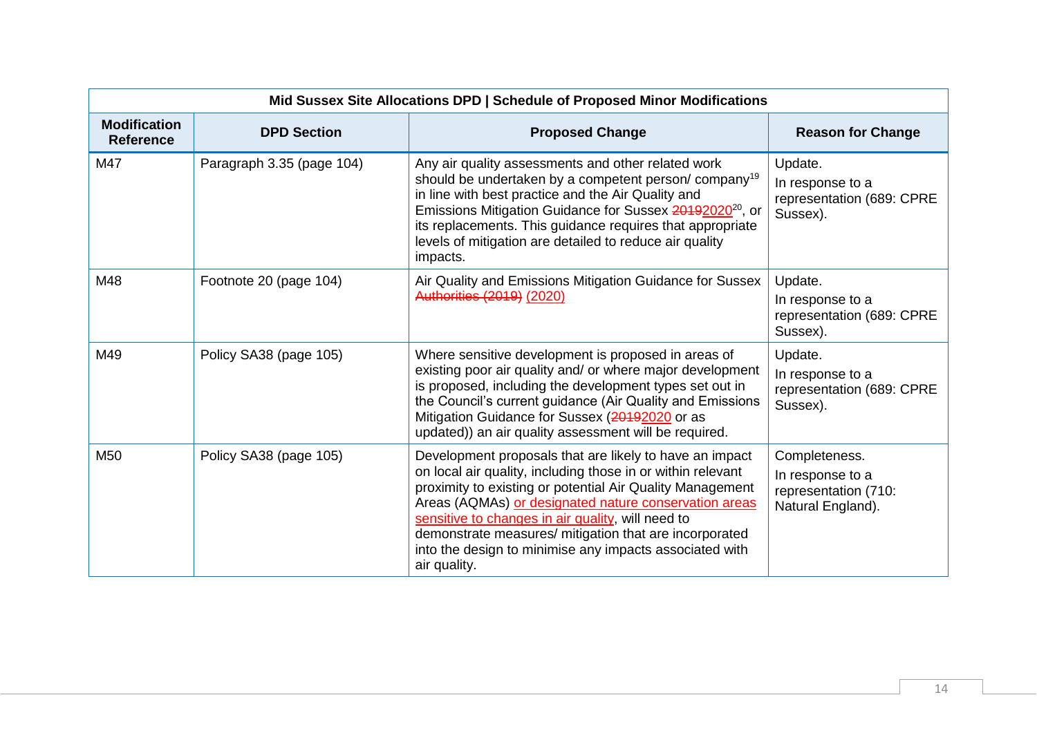| Mid Sussex Site Allocations DPD \| Schedule of Proposed Minor Modifications | | | |
|---|---|---|---|
| **Modification Reference** | **DPD Section** | **Proposed Change** | **Reason for Change** |
| M47 | Paragraph 3.35 (page 104) | Any air quality assessments and other related work should be undertaken by a competent person/ company[19] in line with best practice and the Air Quality and Emissions Mitigation Guidance for Sussex ~~2019~~2020[20], or its replacements. This guidance requires that appropriate levels of mitigation are detailed to reduce air quality impacts. | Update. In response to a representation (689: CPRE Sussex). |
| M48 | Footnote 20 (page 104) | Air Quality and Emissions Mitigation Guidance for Sussex ~~Authorities (2019)~~ (2020) | Update. In response to a representation (689: CPRE Sussex). |
| M49 | Policy SA38 (page 105) | Where sensitive development is proposed in areas of existing poor air quality and/ or where major development is proposed, including the development types set out in the Council's current guidance (Air Quality and Emissions Mitigation Guidance for Sussex (~~2019~~2020 or as updated)) an air quality assessment will be required. | Update. In response to a representation (689: CPRE Sussex). |
| M50 | Policy SA38 (page 105) | Development proposals that are likely to have an impact on local air quality, including those in or within relevant proximity to existing or potential Air Quality Management Areas (AQMAs) or designated nature conservation areas sensitive to changes in air quality, will need to demonstrate measures/ mitigation that are incorporated into the design to minimise any impacts associated with air quality. | Completeness. In response to a representation (710: Natural England). |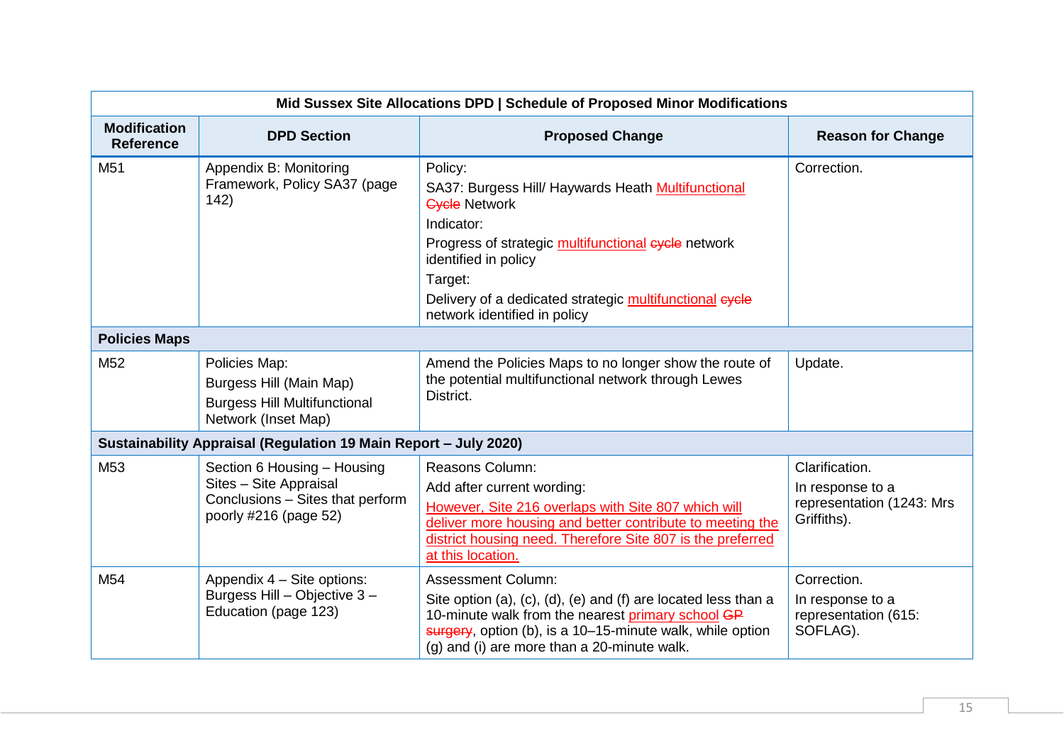| Mid Sussex Site Allocations DPD \| Schedule of Proposed Minor Modifications | | | |
|---|---|---|---|
| **Modification Reference** | **DPD Section** | **Proposed Change** | **Reason for Change** |
| M51 | Appendix B: Monitoring Framework, Policy SA37 (page 142) | Policy:<br>SA37: Burgess Hill/ Haywards Heath <ins>Multifunctional</ins> ~~Cycle~~ Network<br>Indicator:<br>Progress of strategic <ins>multifunctional</ins> ~~cycle~~ network identified in policy<br>Target:<br>Delivery of a dedicated strategic <ins>multifunctional</ins> ~~cycle~~ network identified in policy | Correction. |
| **Policies Maps** | | | |
| M52 | Policies Map:<br>Burgess Hill (Main Map)<br>Burgess Hill Multifunctional Network (Inset Map) | Amend the Policies Maps to no longer show the route of the potential multifunctional network through Lewes District. | Update. |
| **Sustainability Appraisal (Regulation 19 Main Report – July 2020)** | | | |
| M53 | Section 6 Housing – Housing Sites – Site Appraisal Conclusions – Sites that perform poorly #216 (page 52) | Reasons Column:<br>Add after current wording:<br><ins>However, Site 216 overlaps with Site 807 which will deliver more housing and better contribute to meeting the district housing need. Therefore Site 807 is the preferred at this location.</ins> | Clarification.<br>In response to a representation (1243: Mrs Griffiths). |
| M54 | Appendix 4 – Site options: Burgess Hill – Objective 3 – Education (page 123) | Assessment Column:<br>Site option (a), (c), (d), (e) and (f) are located less than a 10-minute walk from the nearest <ins>primary school</ins> ~~GP surgery~~, option (b), is a 10–15-minute walk, while option (g) and (i) are more than a 20-minute walk. | Correction.<br>In response to a representation (615: SOFLAG). |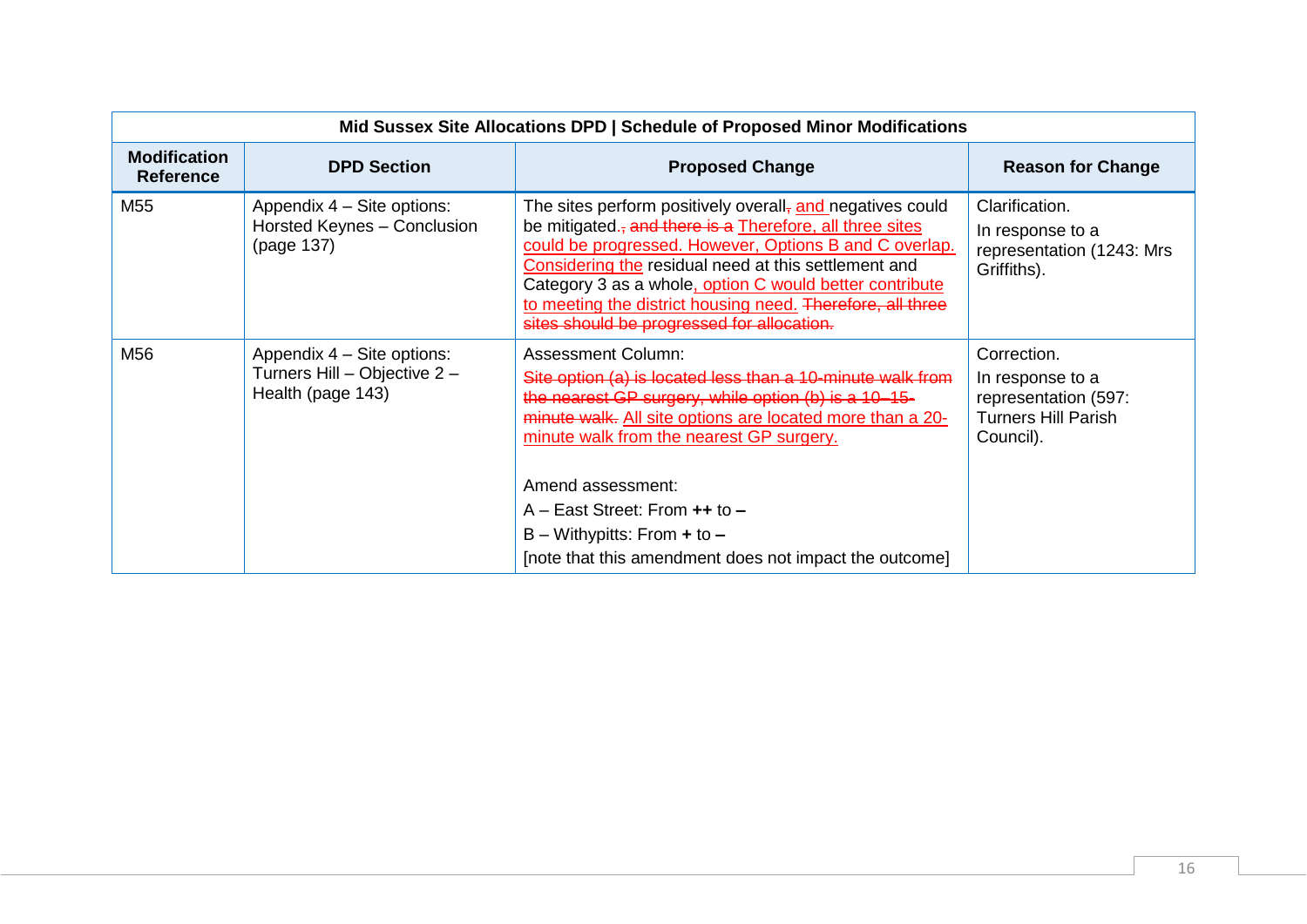| Mid Sussex Site Allocations DPD \| Schedule of Proposed Minor Modifications | | | |
|---|---|---|---|
| **Modification Reference** | **DPD Section** | **Proposed Change** | **Reason for Change** |
| M55 | Appendix 4 – Site options: Horsted Keynes – Conclusion (page 137) | The sites perform positively overall~~,~~ <u>and</u> negatives could be mitigated.~~,~~ ~~and there is a~~ <u>Therefore, all three sites could be progressed. However, Options B and C overlap. Considering the</u> residual need at this settlement and Category 3 as a whole<u>, option C would better contribute to meeting the district housing need.</u> ~~Therefore, all three sites should be progressed for allocation.~~ | Clarification.<br>In response to a representation (1243: Mrs Griffiths). |
| M56 | Appendix 4 – Site options: Turners Hill – Objective 2 – Health (page 143) | Assessment Column:<br>~~Site option (a) is located less than a 10-minute walk from the nearest GP surgery, while option (b) is a 10–15-minute walk.~~ <u>All site options are located more than a 20-minute walk from the nearest GP surgery.</u><br><br>Amend assessment:<br>A – East Street: From **++** to **–**<br>B – Withypitts: From **+** to **–**<br>[note that this amendment does not impact the outcome] | Correction.<br>In response to a representation (597: Turners Hill Parish Council). |